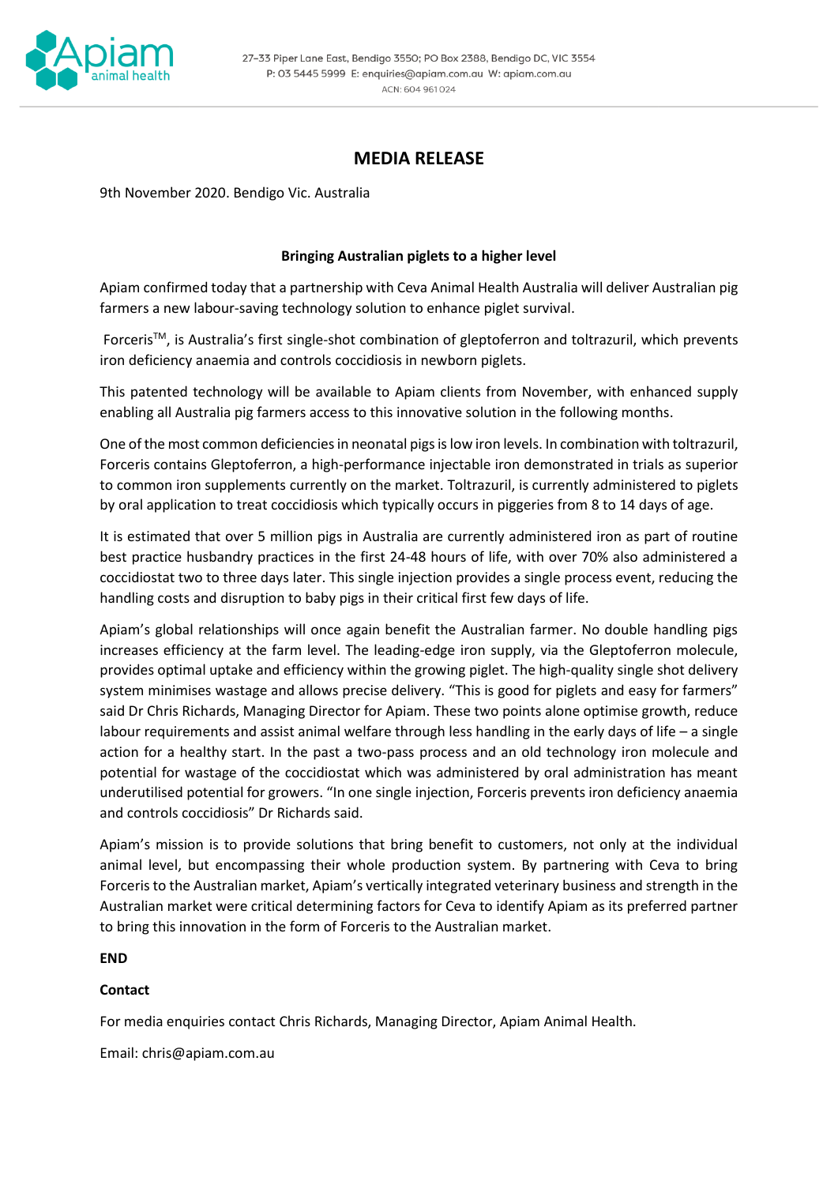27–33 Piper Lane East, Bendigo 3550; PO Box 2388, Bendigo DC, VIC 3554
P: 03 5445 5999 E: enquiries@apiam.com.au W: apiam.com.au
ACN: 604 961 024

# MEDIA RELEASE

9th November 2020. Bendigo Vic. Australia

**Bringing Australian piglets to a higher level**

Apiam confirmed today that a partnership with Ceva Animal Health Australia will deliver Australian pig farmers a new labour-saving technology solution to enhance piglet survival.

Forceris™, is Australia's first single-shot combination of gleptoferron and toltrazuril, which prevents iron deficiency anaemia and controls coccidiosis in newborn piglets.

This patented technology will be available to Apiam clients from November, with enhanced supply enabling all Australia pig farmers access to this innovative solution in the following months.

One of the most common deficiencies in neonatal pigs is low iron levels. In combination with toltrazuril, Forceris contains Gleptoferron, a high-performance injectable iron demonstrated in trials as superior to common iron supplements currently on the market. Toltrazuril, is currently administered to piglets by oral application to treat coccidiosis which typically occurs in piggeries from 8 to 14 days of age.

It is estimated that over 5 million pigs in Australia are currently administered iron as part of routine best practice husbandry practices in the first 24-48 hours of life, with over 70% also administered a coccidiostat two to three days later. This single injection provides a single process event, reducing the handling costs and disruption to baby pigs in their critical first few days of life.

Apiam's global relationships will once again benefit the Australian farmer. No double handling pigs increases efficiency at the farm level. The leading-edge iron supply, via the Gleptoferron molecule, provides optimal uptake and efficiency within the growing piglet. The high-quality single shot delivery system minimises wastage and allows precise delivery. "This is good for piglets and easy for farmers" said Dr Chris Richards, Managing Director for Apiam. These two points alone optimise growth, reduce labour requirements and assist animal welfare through less handling in the early days of life – a single action for a healthy start. In the past a two-pass process and an old technology iron molecule and potential for wastage of the coccidiostat which was administered by oral administration has meant underutilised potential for growers. "In one single injection, Forceris prevents iron deficiency anaemia and controls coccidiosis" Dr Richards said.

Apiam's mission is to provide solutions that bring benefit to customers, not only at the individual animal level, but encompassing their whole production system. By partnering with Ceva to bring Forceris to the Australian market, Apiam's vertically integrated veterinary business and strength in the Australian market were critical determining factors for Ceva to identify Apiam as its preferred partner to bring this innovation in the form of Forceris to the Australian market.

**END**

**Contact**

For media enquiries contact Chris Richards, Managing Director, Apiam Animal Health.

Email: chris@apiam.com.au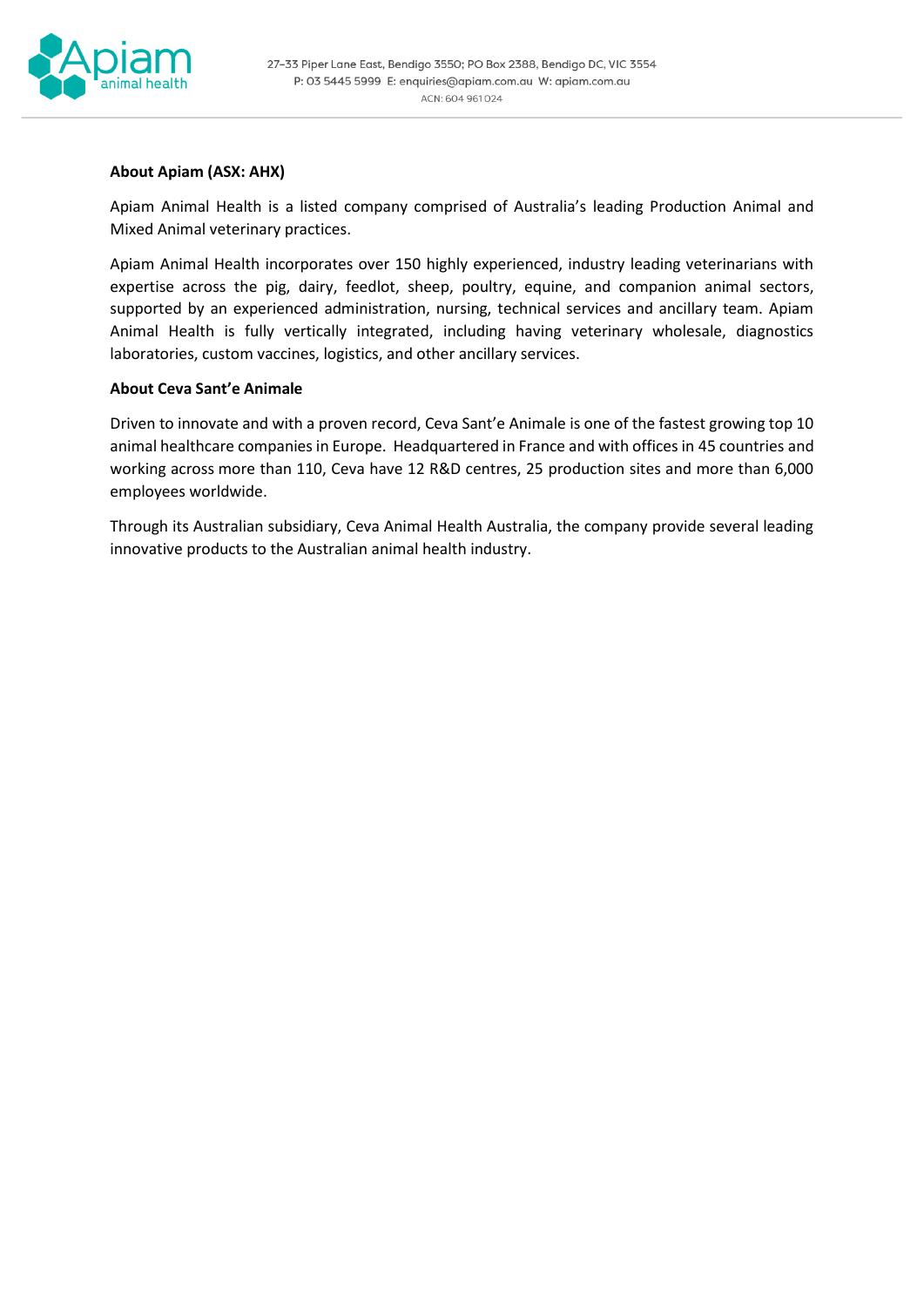**About Apiam (ASX: AHX)**

Apiam Animal Health is a listed company comprised of Australia's leading Production Animal and Mixed Animal veterinary practices.

Apiam Animal Health incorporates over 150 highly experienced, industry leading veterinarians with expertise across the pig, dairy, feedlot, sheep, poultry, equine, and companion animal sectors, supported by an experienced administration, nursing, technical services and ancillary team. Apiam Animal Health is fully vertically integrated, including having veterinary wholesale, diagnostics laboratories, custom vaccines, logistics, and other ancillary services.

**About Ceva Sant'e Animale**

Driven to innovate and with a proven record, Ceva Sant'e Animale is one of the fastest growing top 10 animal healthcare companies in Europe. Headquartered in France and with offices in 45 countries and working across more than 110, Ceva have 12 R&D centres, 25 production sites and more than 6,000 employees worldwide.

Through its Australian subsidiary, Ceva Animal Health Australia, the company provide several leading innovative products to the Australian animal health industry.